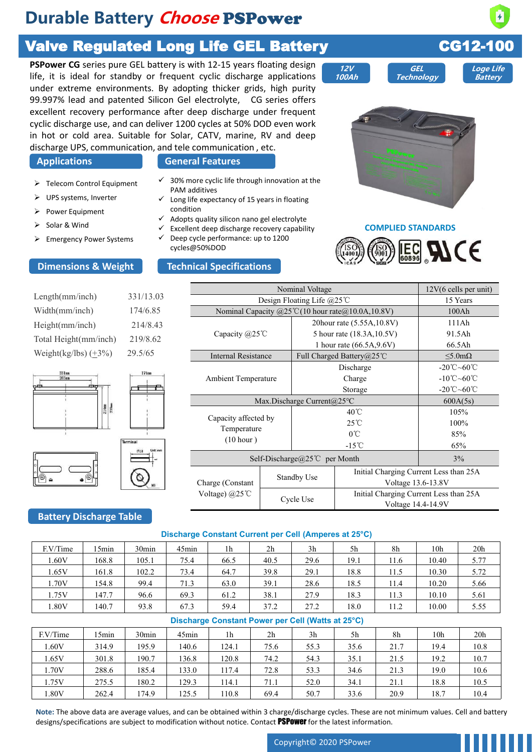# Durable Battery *Choose* PSPower

## Valve Regulated Long Life GEL Battery — CG12-100

**PSPower CG** series pure GEL battery is with 12-15 years floating design life, it is ideal for standby or frequent cyclic discharge applications under extreme environments. By adopting thicker grids, high purity 99.997% lead and patented Silicon Gel electrolyte, CG series offers excellent recovery performance after deep discharge under frequent cyclic discharge use, and can deliver 1200 cycles at 50% DOD even work in hot or cold area. Suitable for Solar, CATV, marine, RV and deep discharge UPS, communication, and tele communication , etc.

12V 100Ah | GEL Technology | Loge Life Battery

### Applications

- Telecom Control Equipment
- UPS systems, Inverter
- Power Equipment
- Solar & Wind
- Emergency Power Systems

### General Features

- 30% more cyclic life through innovation at the PAM additives
- Long life expectancy of 15 years in floating condition
- Adopts quality silicon nano gel electrolyte
- Excellent deep discharge recovery capability
- Deep cycle performance: up to 1200 cycles@50%DOD

### COMPLIED STANDARDS

ISO 14001, ISO 9001, IEC 60896, UL, CE

### Dimensions & Weight

| | |
|---|---|
| Length(mm/inch) | 331/13.03 |
| Width(mm/inch) | 174/6.85 |
| Height(mm/inch) | 214/8.43 |
| Total Height(mm/inch) | 219/8.62 |
| Weight(kg/lbs) (±3%) | 29.5/65 |

### Technical Specifications

| Nominal Voltage | | | 12V(6 cells per unit) |
|---|---|---|---|
| Design Floating Life @25℃ | | | 15 Years |
| Nominal Capacity @25℃(10 hour rate@10.0A,10.8V) | | | 100Ah |
| Capacity @25℃ | 20hour rate (5.55A,10.8V) | | 111Ah |
| | 5 hour rate (18.3A,10.5V) | | 91.5Ah |
| | 1 hour rate (66.5A,9.6V) | | 66.5Ah |
| Internal Resistance | Full Charged Battery@25℃ | | ≤5.0mΩ |
| Ambient Temperature | Discharge | | -20℃~60℃ |
| | Charge | | -10℃~60℃ |
| | Storage | | -20℃~60℃ |
| Max.Discharge Current@25℃ | | | 600A(5s) |
| Capacity affected by Temperature (10 hour ) | 40℃ | | 105% |
| | 25℃ | | 100% |
| | 0℃ | | 85% |
| | -15℃ | | 65% |
| Self-Discharge@25℃ per Month | | | 3% |
| Charge (Constant Voltage) @25℃ | Standby Use | Initial Charging Current Less than 25A Voltage 13.6-13.8V | |
| | Cycle Use | Initial Charging Current Less than 25A Voltage 14.4-14.9V | |

### Battery Discharge Table

**Discharge Constant Current per Cell (Amperes at 25°C)**

| F.V/Time | 15min | 30min | 45min | 1h | 2h | 3h | 5h | 8h | 10h | 20h |
|---|---|---|---|---|---|---|---|---|---|---|
| 1.60V | 168.8 | 105.1 | 75.4 | 66.5 | 40.5 | 29.6 | 19.1 | 11.6 | 10.40 | 5.77 |
| 1.65V | 161.8 | 102.2 | 73.4 | 64.7 | 39.8 | 29.1 | 18.8 | 11.5 | 10.30 | 5.72 |
| 1.70V | 154.8 | 99.4 | 71.3 | 63.0 | 39.1 | 28.6 | 18.5 | 11.4 | 10.20 | 5.66 |
| 1.75V | 147.7 | 96.6 | 69.3 | 61.2 | 38.1 | 27.9 | 18.3 | 11.3 | 10.10 | 5.61 |
| 1.80V | 140.7 | 93.8 | 67.3 | 59.4 | 37.2 | 27.2 | 18.0 | 11.2 | 10.00 | 5.55 |

**Discharge Constant Power per Cell (Watts at 25°C)**

| F.V/Time | 15min | 30min | 45min | 1h | 2h | 3h | 5h | 8h | 10h | 20h |
|---|---|---|---|---|---|---|---|---|---|---|
| 1.60V | 314.9 | 195.9 | 140.6 | 124.1 | 75.6 | 55.3 | 35.6 | 21.7 | 19.4 | 10.8 |
| 1.65V | 301.8 | 190.7 | 136.8 | 120.8 | 74.2 | 54.3 | 35.1 | 21.5 | 19.2 | 10.7 |
| 1.70V | 288.6 | 185.4 | 133.0 | 117.4 | 72.8 | 53.3 | 34.6 | 21.3 | 19.0 | 10.6 |
| 1.75V | 275.5 | 180.2 | 129.3 | 114.1 | 71.1 | 52.0 | 34.1 | 21.1 | 18.8 | 10.5 |
| 1.80V | 262.4 | 174.9 | 125.5 | 110.8 | 69.4 | 50.7 | 33.6 | 20.9 | 18.7 | 10.4 |

**Note:** The above data are average values, and can be obtained within 3 charge/discharge cycles. These are not minimum values. Cell and battery designs/specifications are subject to modification without notice. Contact **PSPower** for the latest information.

Copyright© 2020 PSPower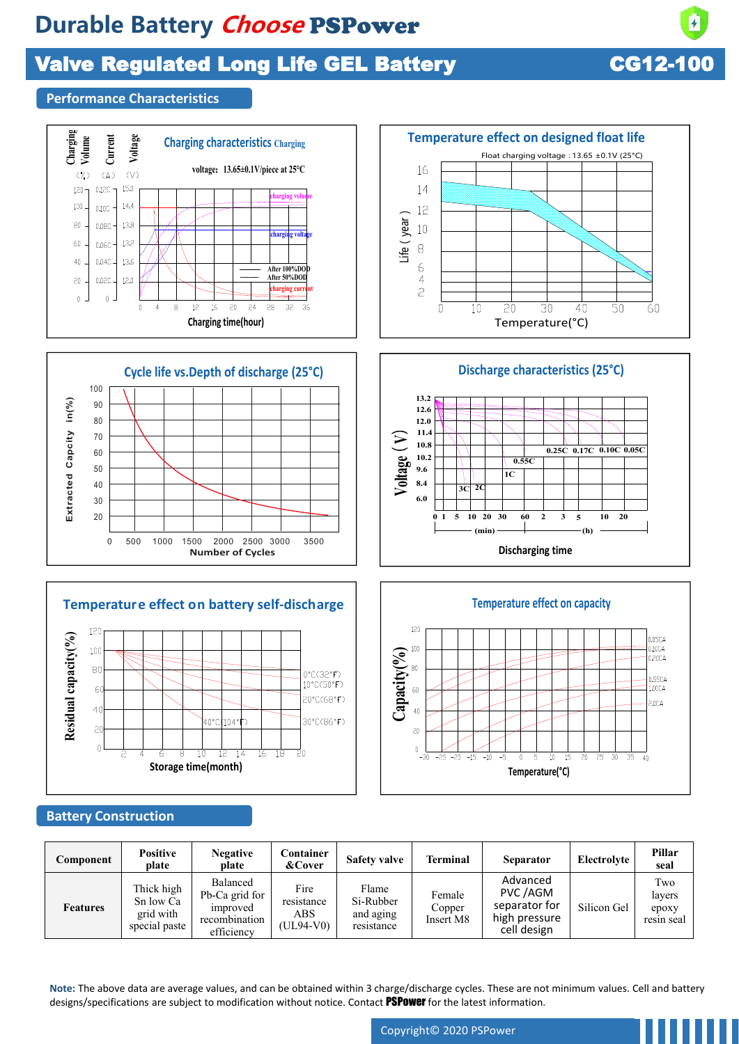# Durable Battery *Choose* PSPower

## Valve Regulated Long Life GEL Battery CG12-100

### Performance Characteristics

**Charging characteristics** Charging voltage: 13.65±0.1V/piece at 25°C

Charging Volume (%) Current (A) Voltage (V)

120 0.12C 15.0
100 0.10C 14.4
80 0.08C 13.8
60 0.06C 13.2
40 0.04C 13.6
20 0.02C 12.0
0 0

0 4 8 12 16 20 24 28 32 36

charging volume
charging voltage
After 100%DOD
After 50%DOD
charging current

Charging time(hour)

**Temperature effect on designed float life**

Float charging voltage : 13.65 ±0.1V (25°C)

Life ( year )

16 14 12 10 8 6 4 2

0 10 20 30 40 50 60

Temperature(°C)

**Cycle life vs.Depth of discharge (25°C)**

Extracted Capacity in(%)

100 90 80 70 60 50 40 30 20

0 500 1000 1500 2000 2500 3000 3500

Number of Cycles

**Discharge characteristics (25°C)**

Voltage ( V )

13.2 12.6 12.0 11.4 10.8 10.2 9.6 8.4 6.0

0.25C 0.17C 0.10C 0.05C
0.55C
1C
3C 2C

0 1 5 10 20 30 60 2 3 5 10 20

(min) (h)

Discharging time

**Temperature effect on battery self-discharge**

Residual capacity(%)

120 100 80 60 40 20 0

2 4 6 8 10 12 14 16 18 20

0°C(32°F)
10°C(50°F)
20°C(68°F)
30°C(86°F)
40°C(104°F)

Storage time(month)

**Temperature effect on capacity**

Capacity(%)

120 100 80 60 40 20 0

-30 -25 -20 -15 -10 -5 0 5 10 15 20 25 30 35 40

0.05CA
0.10CA
0.20CA
0.55CA
1.00CA
2.0CA

Temperature(°C)

### Battery Construction

| Component | Positive plate | Negative plate | Container &Cover | Safety valve | Terminal | Separator | Electrolyte | Pillar seal |
|---|---|---|---|---|---|---|---|---|
| Features | Thick high Sn low Ca grid with special paste | Balanced Pb-Ca grid for improved recombination efficiency | Fire resistance ABS (UL94-V0) | Flame Si-Rubber and aging resistance | Female Copper Insert M8 | Advanced PVC /AGM separator for high pressure cell design | Silicon Gel | Two layers epoxy resin seal |

**Note:** The above data are average values, and can be obtained within 3 charge/discharge cycles. These are not minimum values. Cell and battery designs/specifications are subject to modification without notice. Contact **PSPower** for the latest information.

Copyright© 2020 PSPower